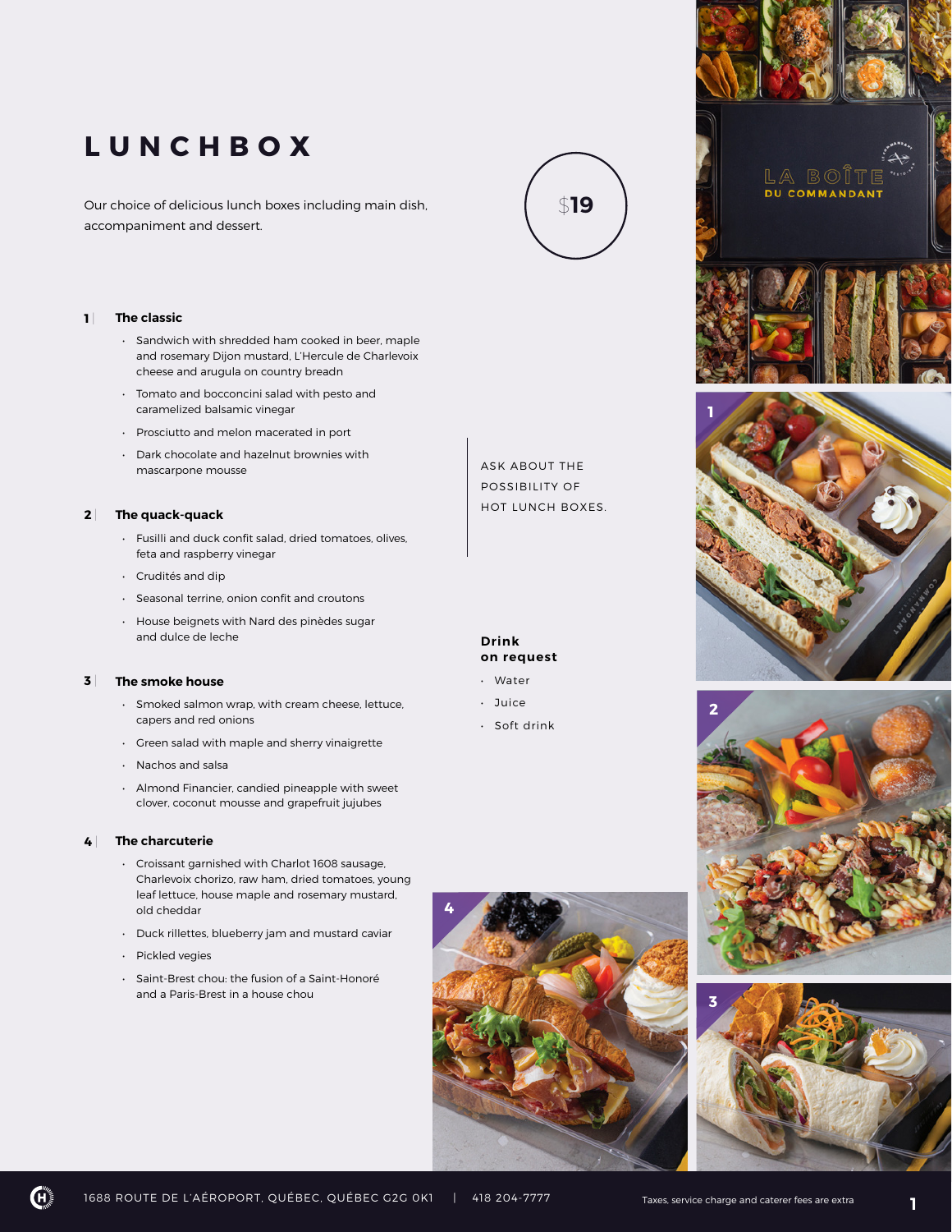# LUNCHBOX

Our choice of delicious lunch boxes including main dish, accompaniment and dessert.

$19

### 1 | The classic

- Sandwich with shredded ham cooked in beer, maple and rosemary Dijon mustard, L'Hercule de Charlevoix cheese and arugula on country breadn
- Tomato and bocconcini salad with pesto and caramelized balsamic vinegar
- Prosciutto and melon macerated in port
- Dark chocolate and hazelnut brownies with mascarpone mousse

### 2 | The quack-quack

- Fusilli and duck confit salad, dried tomatoes, olives, feta and raspberry vinegar
- Crudités and dip
- Seasonal terrine, onion confit and croutons
- House beignets with Nard des pinèdes sugar and dulce de leche

### 3 | The smoke house

- Smoked salmon wrap, with cream cheese, lettuce, capers and red onions
- Green salad with maple and sherry vinaigrette
- Nachos and salsa
- Almond Financier, candied pineapple with sweet clover, coconut mousse and grapefruit jujubes

### 4 | The charcuterie

- Croissant garnished with Charlot 1608 sausage, Charlevoix chorizo, raw ham, dried tomatoes, young leaf lettuce, house maple and rosemary mustard, old cheddar
- Duck rillettes, blueberry jam and mustard caviar
- Pickled vegies
- Saint-Brest chou: the fusion of a Saint-Honoré and a Paris-Brest in a house chou

ASK ABOUT THE POSSIBILITY OF HOT LUNCH BOXES.

**Drink on request**

- Water
- Juice
- Soft drink

1688 ROUTE DE L'AÉROPORT, QUÉBEC, QUÉBEC G2G 0K1 | 418 204-7777

Taxes, service charge and caterer fees are extra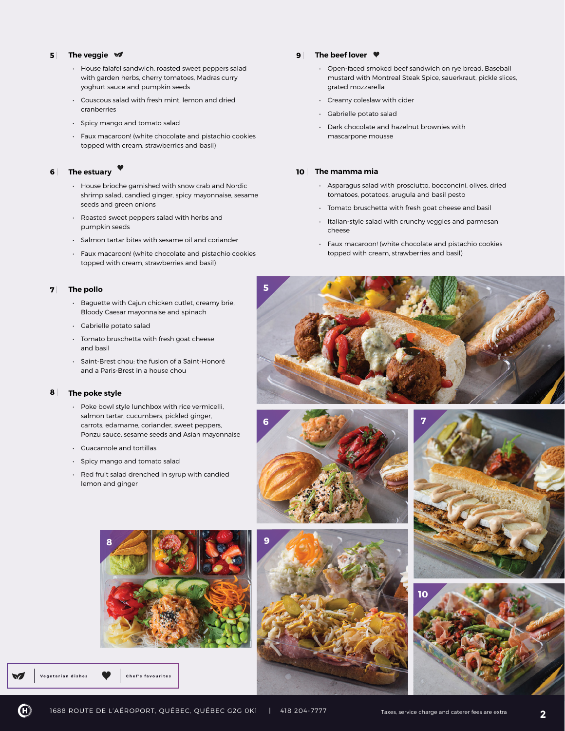## 5 The veggie 🌿

- House falafel sandwich, roasted sweet peppers salad with garden herbs, cherry tomatoes, Madras curry yoghurt sauce and pumpkin seeds
- Couscous salad with fresh mint, lemon and dried cranberries
- Spicy mango and tomato salad
- Faux macaroon! (white chocolate and pistachio cookies topped with cream, strawberries and basil)

## 6 The estuary ♥

- House brioche garnished with snow crab and Nordic shrimp salad, candied ginger, spicy mayonnaise, sesame seeds and green onions
- Roasted sweet peppers salad with herbs and pumpkin seeds
- Salmon tartar bites with sesame oil and coriander
- Faux macaroon! (white chocolate and pistachio cookies topped with cream, strawberries and basil)

## 7 The pollo

- Baguette with Cajun chicken cutlet, creamy brie, Bloody Caesar mayonnaise and spinach
- Gabrielle potato salad
- Tomato bruschetta with fresh goat cheese and basil
- Saint-Brest chou: the fusion of a Saint-Honoré and a Paris-Brest in a house chou

## 8 The poke style

- Poke bowl style lunchbox with rice vermicelli, salmon tartar, cucumbers, pickled ginger, carrots, edamame, coriander, sweet peppers, Ponzu sauce, sesame seeds and Asian mayonnaise
- Guacamole and tortillas
- Spicy mango and tomato salad
- Red fruit salad drenched in syrup with candied lemon and ginger

## 9 The beef lover ♥

- Open-faced smoked beef sandwich on rye bread, Baseball mustard with Montreal Steak Spice, sauerkraut, pickle slices, grated mozzarella
- Creamy coleslaw with cider
- Gabrielle potato salad
- Dark chocolate and hazelnut brownies with mascarpone mousse

## 10 The mamma mia

- Asparagus salad with prosciutto, bocconcini, olives, dried tomatoes, potatoes, arugula and basil pesto
- Tomato bruschetta with fresh goat cheese and basil
- Italian-style salad with crunchy veggies and parmesan cheese
- Faux macaroon! (white chocolate and pistachio cookies topped with cream, strawberries and basil)

🌿 Vegetarian dishes | ♥ Chef's favourites

1688 ROUTE DE L'AÉROPORT, QUÉBEC, QUÉBEC G2G 0K1 | 418 204-7777

Taxes, service charge and caterer fees are extra